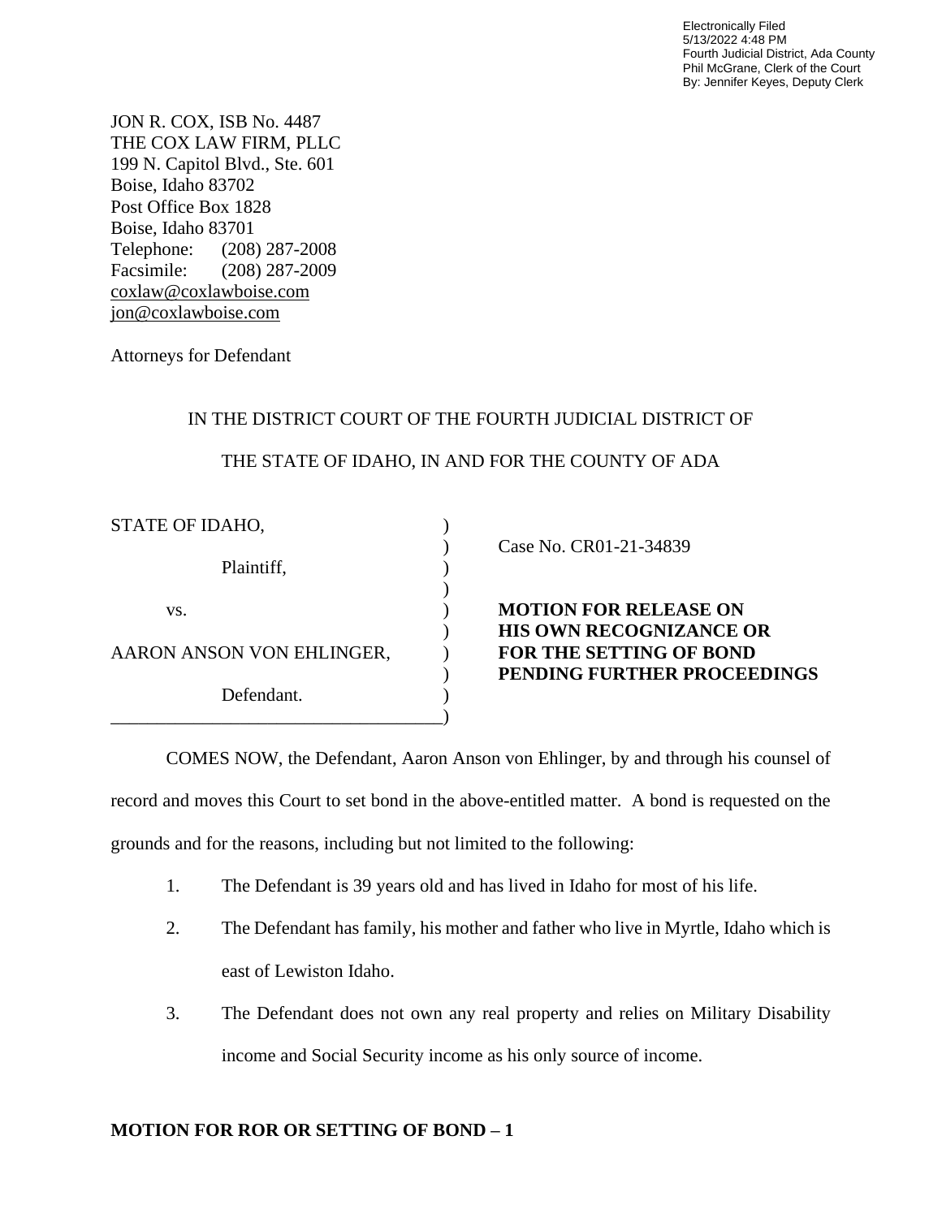Electronically Filed
5/13/2022 4:48 PM
Fourth Judicial District, Ada County
Phil McGrane, Clerk of the Court
By: Jennifer Keyes, Deputy Clerk

JON R. COX, ISB No. 4487
THE COX LAW FIRM, PLLC
199 N. Capitol Blvd., Ste. 601
Boise, Idaho 83702
Post Office Box 1828
Boise, Idaho 83701
Telephone: (208) 287-2008
Facsimile: (208) 287-2009
coxlaw@coxlawboise.com
jon@coxlawboise.com

Attorneys for Defendant

IN THE DISTRICT COURT OF THE FOURTH JUDICIAL DISTRICT OF

THE STATE OF IDAHO, IN AND FOR THE COUNTY OF ADA

| | |
|---|---|
| STATE OF IDAHO,<br><br>Plaintiff,<br><br>vs.<br><br>AARON ANSON VON EHLINGER,<br><br>Defendant. | Case No. CR01-21-34839<br><br>**MOTION FOR RELEASE ON HIS OWN RECOGNIZANCE OR FOR THE SETTING OF BOND PENDING FURTHER PROCEEDINGS** |

COMES NOW, the Defendant, Aaron Anson von Ehlinger, by and through his counsel of record and moves this Court to set bond in the above-entitled matter. A bond is requested on the grounds and for the reasons, including but not limited to the following:

1. The Defendant is 39 years old and has lived in Idaho for most of his life.
2. The Defendant has family, his mother and father who live in Myrtle, Idaho which is east of Lewiston Idaho.
3. The Defendant does not own any real property and relies on Military Disability income and Social Security income as his only source of income.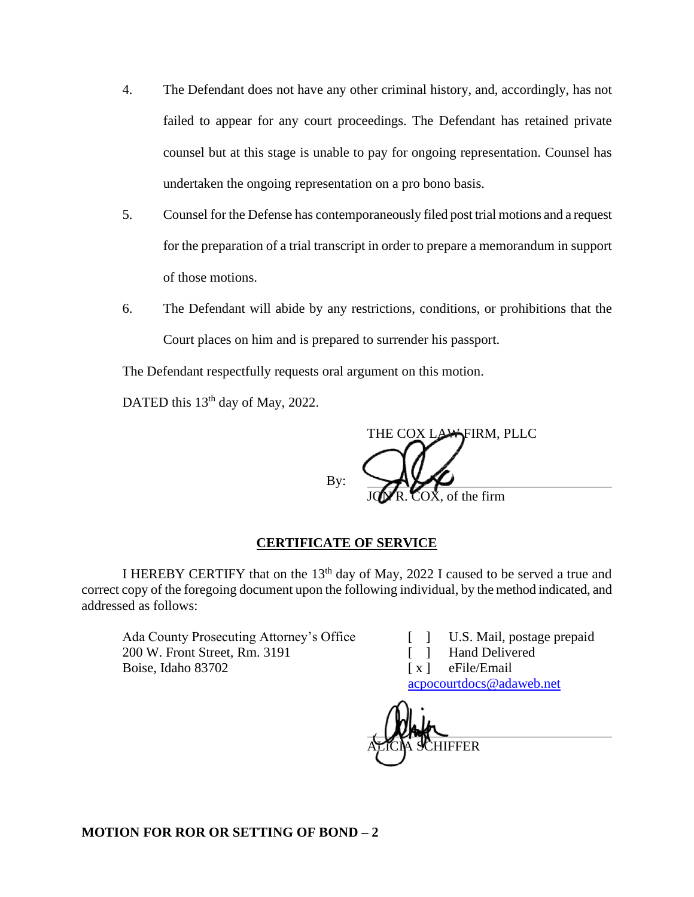4. The Defendant does not have any other criminal history, and, accordingly, has not failed to appear for any court proceedings. The Defendant has retained private counsel but at this stage is unable to pay for ongoing representation. Counsel has undertaken the ongoing representation on a pro bono basis.

5. Counsel for the Defense has contemporaneously filed post trial motions and a request for the preparation of a trial transcript in order to prepare a memorandum in support of those motions.

6. The Defendant will abide by any restrictions, conditions, or prohibitions that the Court places on him and is prepared to surrender his passport.

The Defendant respectfully requests oral argument on this motion.

DATED this 13th day of May, 2022.

THE COX LAW FIRM, PLLC

By: ______________________________
JON R. COX, of the firm

## CERTIFICATE OF SERVICE

I HEREBY CERTIFY that on the 13th day of May, 2022 I caused to be served a true and correct copy of the foregoing document upon the following individual, by the method indicated, and addressed as follows:

| | |
|---|---|
| Ada County Prosecuting Attorney's Office | [ ] U.S. Mail, postage prepaid |
| 200 W. Front Street, Rm. 3191 | [ ] Hand Delivered |
| Boise, Idaho 83702 | [ x ] eFile/Email |
| | acpocourtdocs@adaweb.net |

______________________________
ALICIA SCHIFFER

**MOTION FOR ROR OR SETTING OF BOND – 2**